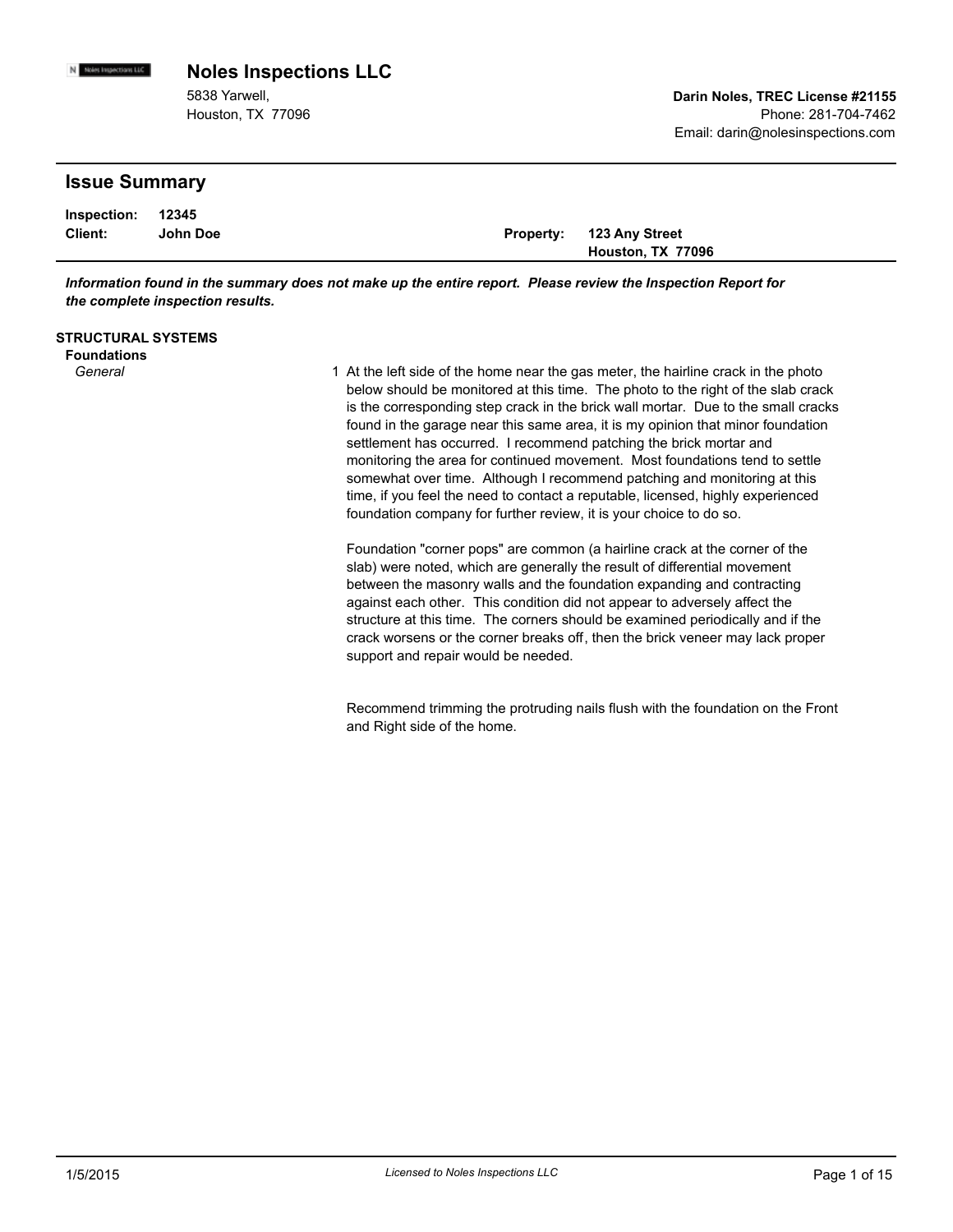# Noles Inspections LLC

5838 Yarwell,
Houston, TX 77096

**Darin Noles, TREC License #21155**
Phone: 281-704-7462
Email: darin@nolesinspections.com

## Issue Summary

**Inspection:** **12345**
**Client:** **John Doe**

**Property:** **123 Any Street**
**Houston, TX 77096**

***Information found in the summary does not make up the entire report. Please review the Inspection Report for the complete inspection results.***

### STRUCTURAL SYSTEMS

**Foundations**

*General*

1 At the left side of the home near the gas meter, the hairline crack in the photo below should be monitored at this time. The photo to the right of the slab crack is the corresponding step crack in the brick wall mortar. Due to the small cracks found in the garage near this same area, it is my opinion that minor foundation settlement has occurred. I recommend patching the brick mortar and monitoring the area for continued movement. Most foundations tend to settle somewhat over time. Although I recommend patching and monitoring at this time, if you feel the need to contact a reputable, licensed, highly experienced foundation company for further review, it is your choice to do so.

Foundation "corner pops" are common (a hairline crack at the corner of the slab) were noted, which are generally the result of differential movement between the masonry walls and the foundation expanding and contracting against each other. This condition did not appear to adversely affect the structure at this time. The corners should be examined periodically and if the crack worsens or the corner breaks off, then the brick veneer may lack proper support and repair would be needed.

Recommend trimming the protruding nails flush with the foundation on the Front and Right side of the home.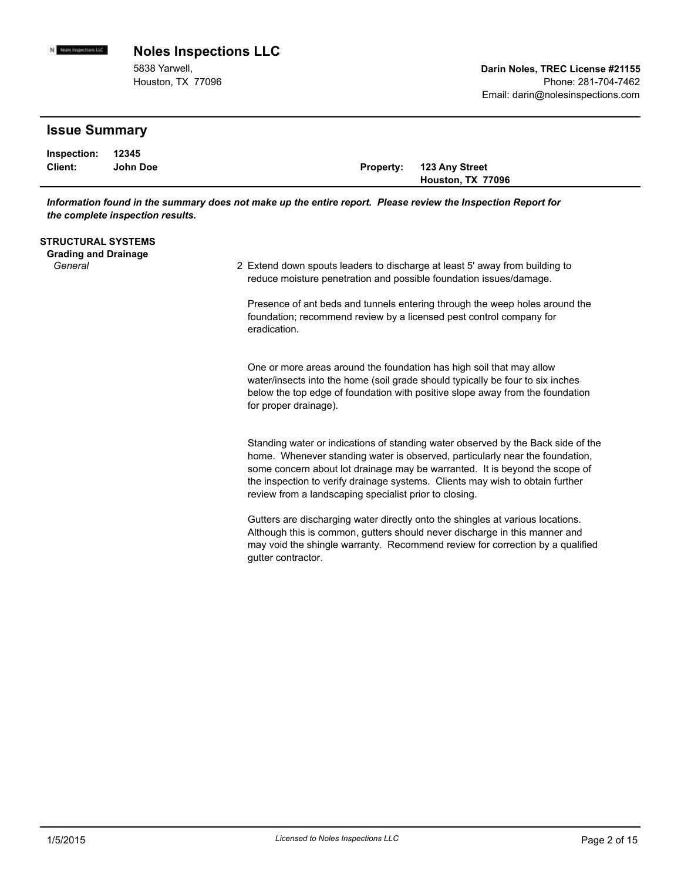**Noles Inspections LLC**

5838 Yarwell,
Houston, TX 77096

**Darin Noles, TREC License #21155**
Phone: 281-704-7462
Email: darin@nolesinspections.com

## Issue Summary

**Inspection:** **12345**
**Client:** **John Doe**
**Property:** **123 Any Street**
**Houston, TX 77096**

***Information found in the summary does not make up the entire report. Please review the Inspection Report for the complete inspection results.***

**STRUCTURAL SYSTEMS**

**Grading and Drainage**

*General*

2 Extend down spouts leaders to discharge at least 5' away from building to reduce moisture penetration and possible foundation issues/damage.

Presence of ant beds and tunnels entering through the weep holes around the foundation; recommend review by a licensed pest control company for eradication.

One or more areas around the foundation has high soil that may allow water/insects into the home (soil grade should typically be four to six inches below the top edge of foundation with positive slope away from the foundation for proper drainage).

Standing water or indications of standing water observed by the Back side of the home. Whenever standing water is observed, particularly near the foundation, some concern about lot drainage may be warranted. It is beyond the scope of the inspection to verify drainage systems. Clients may wish to obtain further review from a landscaping specialist prior to closing.

Gutters are discharging water directly onto the shingles at various locations. Although this is common, gutters should never discharge in this manner and may void the shingle warranty. Recommend review for correction by a qualified gutter contractor.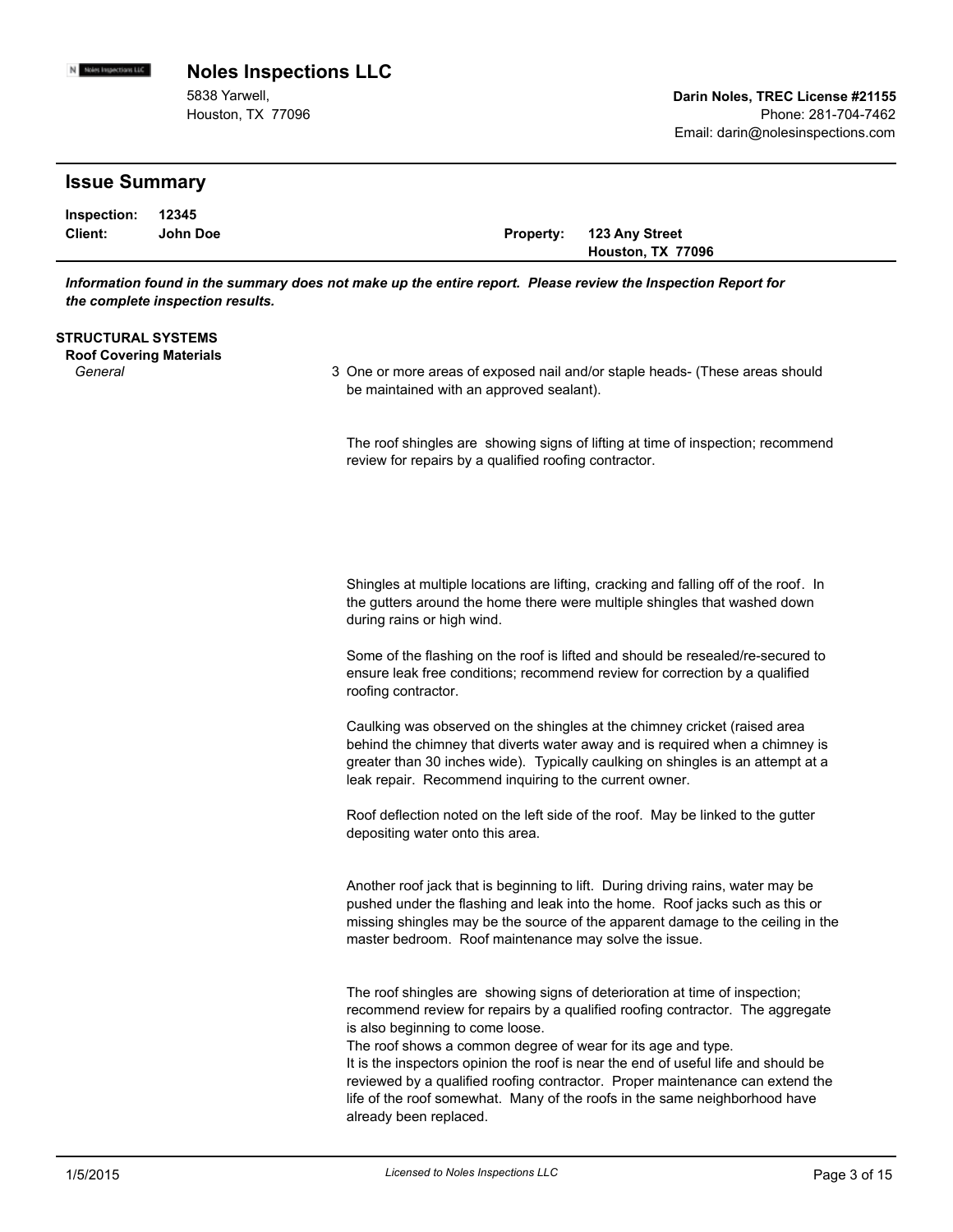# Noles Inspections LLC

5838 Yarwell,
Houston, TX 77096

**Darin Noles, TREC License #21155**
Phone: 281-704-7462
Email: darin@nolesinspections.com

## Issue Summary

**Inspection:** **12345**
**Client:** **John Doe**
**Property:** **123 Any Street**
**Houston, TX 77096**

***Information found in the summary does not make up the entire report. Please review the Inspection Report for the complete inspection results.***

**STRUCTURAL SYSTEMS**

**Roof Covering Materials**

*General*

3 One or more areas of exposed nail and/or staple heads- (These areas should be maintained with an approved sealant).

The roof shingles are showing signs of lifting at time of inspection; recommend review for repairs by a qualified roofing contractor.

Shingles at multiple locations are lifting, cracking and falling off of the roof. In the gutters around the home there were multiple shingles that washed down during rains or high wind.

Some of the flashing on the roof is lifted and should be resealed/re-secured to ensure leak free conditions; recommend review for correction by a qualified roofing contractor.

Caulking was observed on the shingles at the chimney cricket (raised area behind the chimney that diverts water away and is required when a chimney is greater than 30 inches wide). Typically caulking on shingles is an attempt at a leak repair. Recommend inquiring to the current owner.

Roof deflection noted on the left side of the roof. May be linked to the gutter depositing water onto this area.

Another roof jack that is beginning to lift. During driving rains, water may be pushed under the flashing and leak into the home. Roof jacks such as this or missing shingles may be the source of the apparent damage to the ceiling in the master bedroom. Roof maintenance may solve the issue.

The roof shingles are showing signs of deterioration at time of inspection; recommend review for repairs by a qualified roofing contractor. The aggregate is also beginning to come loose.
The roof shows a common degree of wear for its age and type.
It is the inspectors opinion the roof is near the end of useful life and should be reviewed by a qualified roofing contractor. Proper maintenance can extend the life of the roof somewhat. Many of the roofs in the same neighborhood have already been replaced.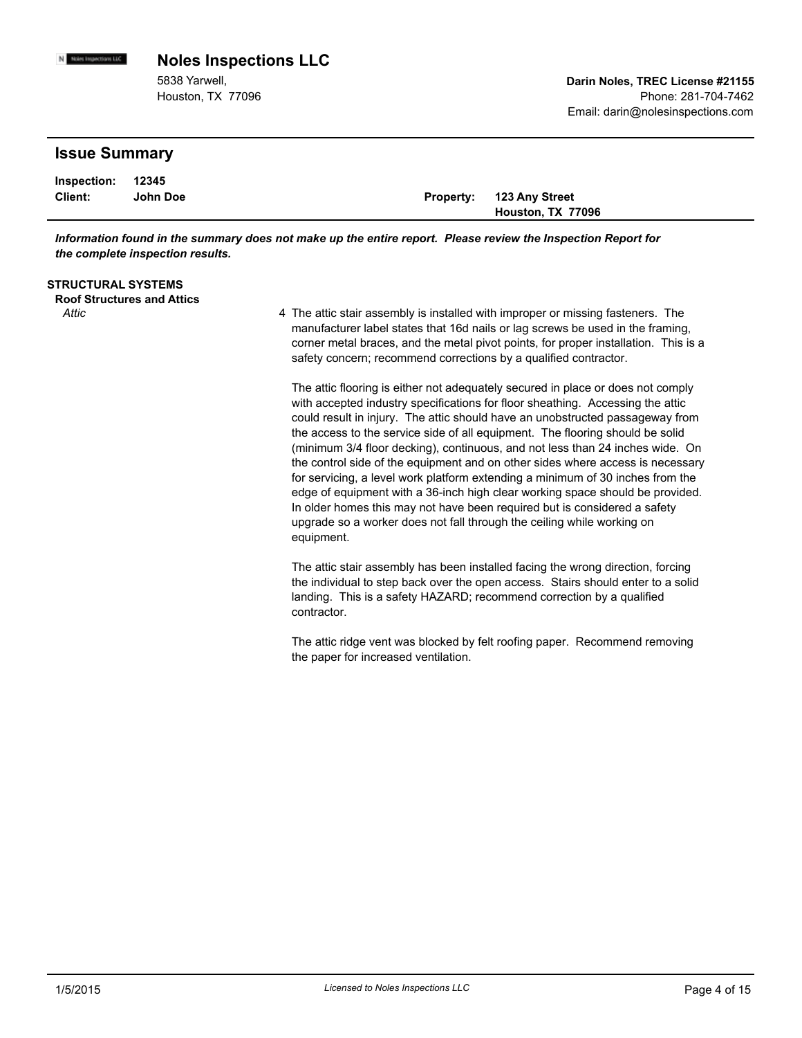# Noles Inspections LLC

5838 Yarwell,
Houston, TX 77096

**Darin Noles, TREC License #21155**
Phone: 281-704-7462
Email: darin@nolesinspections.com

## Issue Summary

**Inspection:** **12345**
**Client:** **John Doe**
**Property:** **123 Any Street, Houston, TX 77096**

***Information found in the summary does not make up the entire report. Please review the Inspection Report for the complete inspection results.***

**STRUCTURAL SYSTEMS**

**Roof Structures and Attics**

*Attic*

4 The attic stair assembly is installed with improper or missing fasteners. The manufacturer label states that 16d nails or lag screws be used in the framing, corner metal braces, and the metal pivot points, for proper installation. This is a safety concern; recommend corrections by a qualified contractor.

The attic flooring is either not adequately secured in place or does not comply with accepted industry specifications for floor sheathing. Accessing the attic could result in injury. The attic should have an unobstructed passageway from the access to the service side of all equipment. The flooring should be solid (minimum 3/4 floor decking), continuous, and not less than 24 inches wide. On the control side of the equipment and on other sides where access is necessary for servicing, a level work platform extending a minimum of 30 inches from the edge of equipment with a 36-inch high clear working space should be provided. In older homes this may not have been required but is considered a safety upgrade so a worker does not fall through the ceiling while working on equipment.

The attic stair assembly has been installed facing the wrong direction, forcing the individual to step back over the open access. Stairs should enter to a solid landing. This is a safety HAZARD; recommend correction by a qualified contractor.

The attic ridge vent was blocked by felt roofing paper. Recommend removing the paper for increased ventilation.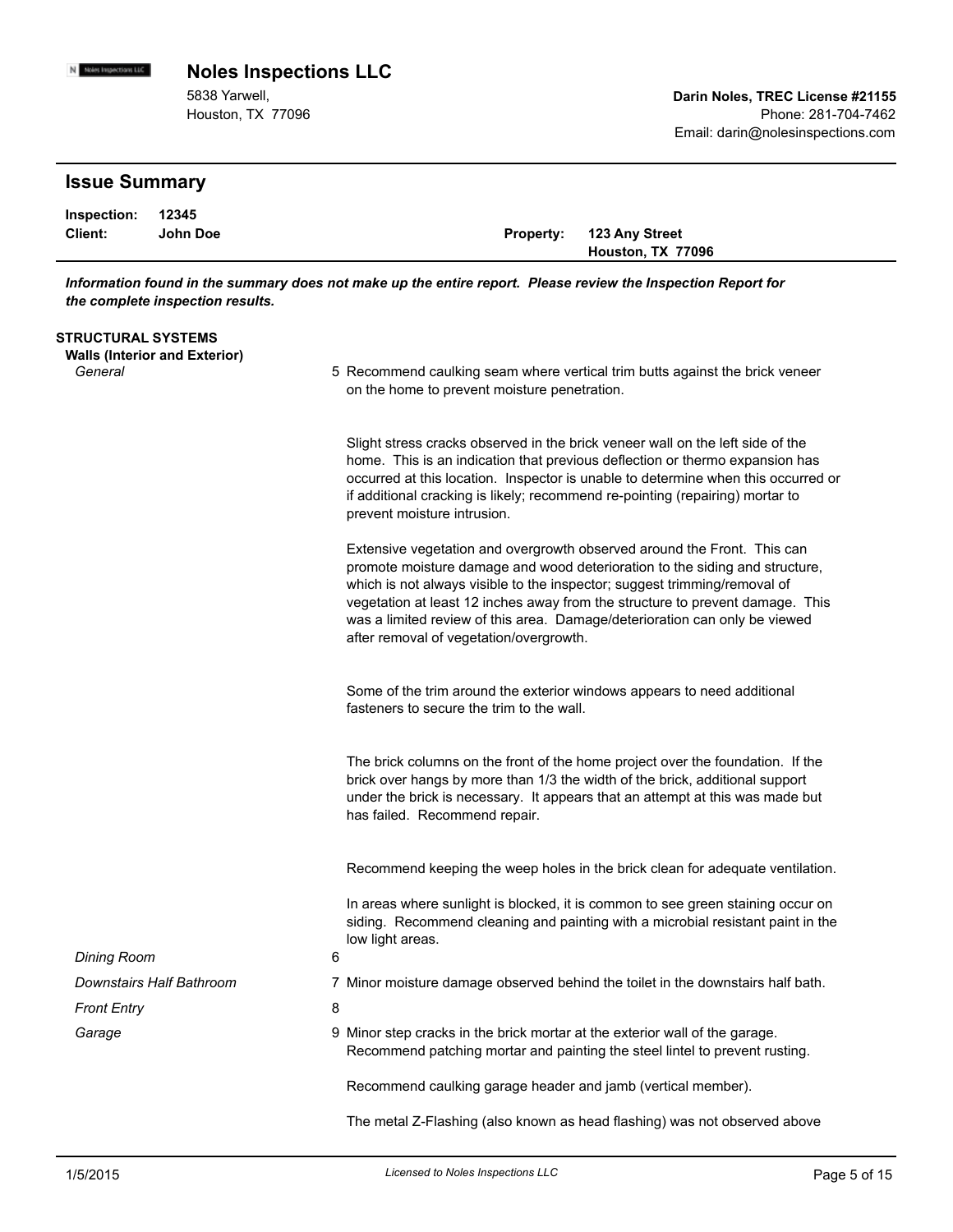# Noles Inspections LLC

5838 Yarwell,
Houston, TX 77096

**Darin Noles, TREC License #21155**
Phone: 281-704-7462
Email: darin@nolesinspections.com

## Issue Summary

**Inspection:** **12345**
**Client:** **John Doe**
**Property:** **123 Any Street, Houston, TX 77096**

***Information found in the summary does not make up the entire report. Please review the Inspection Report for the complete inspection results.***

### STRUCTURAL SYSTEMS

#### Walls (Interior and Exterior)

*General*

5 Recommend caulking seam where vertical trim butts against the brick veneer on the home to prevent moisture penetration.

Slight stress cracks observed in the brick veneer wall on the left side of the home. This is an indication that previous deflection or thermo expansion has occurred at this location. Inspector is unable to determine when this occurred or if additional cracking is likely; recommend re-pointing (repairing) mortar to prevent moisture intrusion.

Extensive vegetation and overgrowth observed around the Front. This can promote moisture damage and wood deterioration to the siding and structure, which is not always visible to the inspector; suggest trimming/removal of vegetation at least 12 inches away from the structure to prevent damage. This was a limited review of this area. Damage/deterioration can only be viewed after removal of vegetation/overgrowth.

Some of the trim around the exterior windows appears to need additional fasteners to secure the trim to the wall.

The brick columns on the front of the home project over the foundation. If the brick over hangs by more than 1/3 the width of the brick, additional support under the brick is necessary. It appears that an attempt at this was made but has failed. Recommend repair.

Recommend keeping the weep holes in the brick clean for adequate ventilation.

In areas where sunlight is blocked, it is common to see green staining occur on siding. Recommend cleaning and painting with a microbial resistant paint in the low light areas.

*Dining Room*

6

*Downstairs Half Bathroom*

7 Minor moisture damage observed behind the toilet in the downstairs half bath.

*Front Entry*

8

*Garage*

9 Minor step cracks in the brick mortar at the exterior wall of the garage. Recommend patching mortar and painting the steel lintel to prevent rusting.

Recommend caulking garage header and jamb (vertical member).

The metal Z-Flashing (also known as head flashing) was not observed above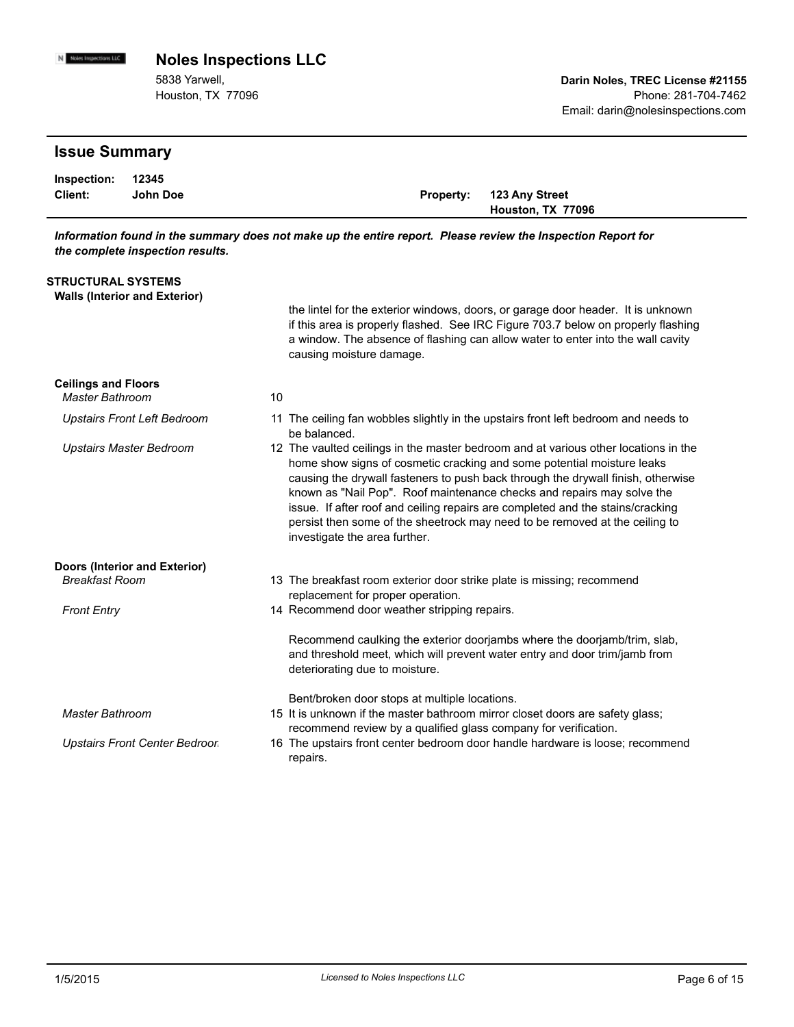## Issue Summary

**Inspection:** 12345
**Client:** John Doe
**Property:** 123 Any Street, Houston, TX 77096

***Information found in the summary does not make up the entire report. Please review the Inspection Report for the complete inspection results.***

### STRUCTURAL SYSTEMS

#### Walls (Interior and Exterior)

the lintel for the exterior windows, doors, or garage door header. It is unknown if this area is properly flashed. See IRC Figure 703.7 below on properly flashing a window. The absence of flashing can allow water to enter into the wall cavity causing moisture damage.

#### Ceilings and Floors

*Master Bathroom*

10

*Upstairs Front Left Bedroom*

11 The ceiling fan wobbles slightly in the upstairs front left bedroom and needs to be balanced.

*Upstairs Master Bedroom*

12 The vaulted ceilings in the master bedroom and at various other locations in the home show signs of cosmetic cracking and some potential moisture leaks causing the drywall fasteners to push back through the drywall finish, otherwise known as "Nail Pop". Roof maintenance checks and repairs may solve the issue. If after roof and ceiling repairs are completed and the stains/cracking persist then some of the sheetrock may need to be removed at the ceiling to investigate the area further.

#### Doors (Interior and Exterior)

*Breakfast Room*

13 The breakfast room exterior door strike plate is missing; recommend replacement for proper operation.

*Front Entry*

14 Recommend door weather stripping repairs.

Recommend caulking the exterior doorjambs where the doorjamb/trim, slab, and threshold meet, which will prevent water entry and door trim/jamb from deteriorating due to moisture.

Bent/broken door stops at multiple locations.

*Master Bathroom*

15 It is unknown if the master bathroom mirror closet doors are safety glass; recommend review by a qualified glass company for verification.

*Upstairs Front Center Bedroom*

16 The upstairs front center bedroom door handle hardware is loose; recommend repairs.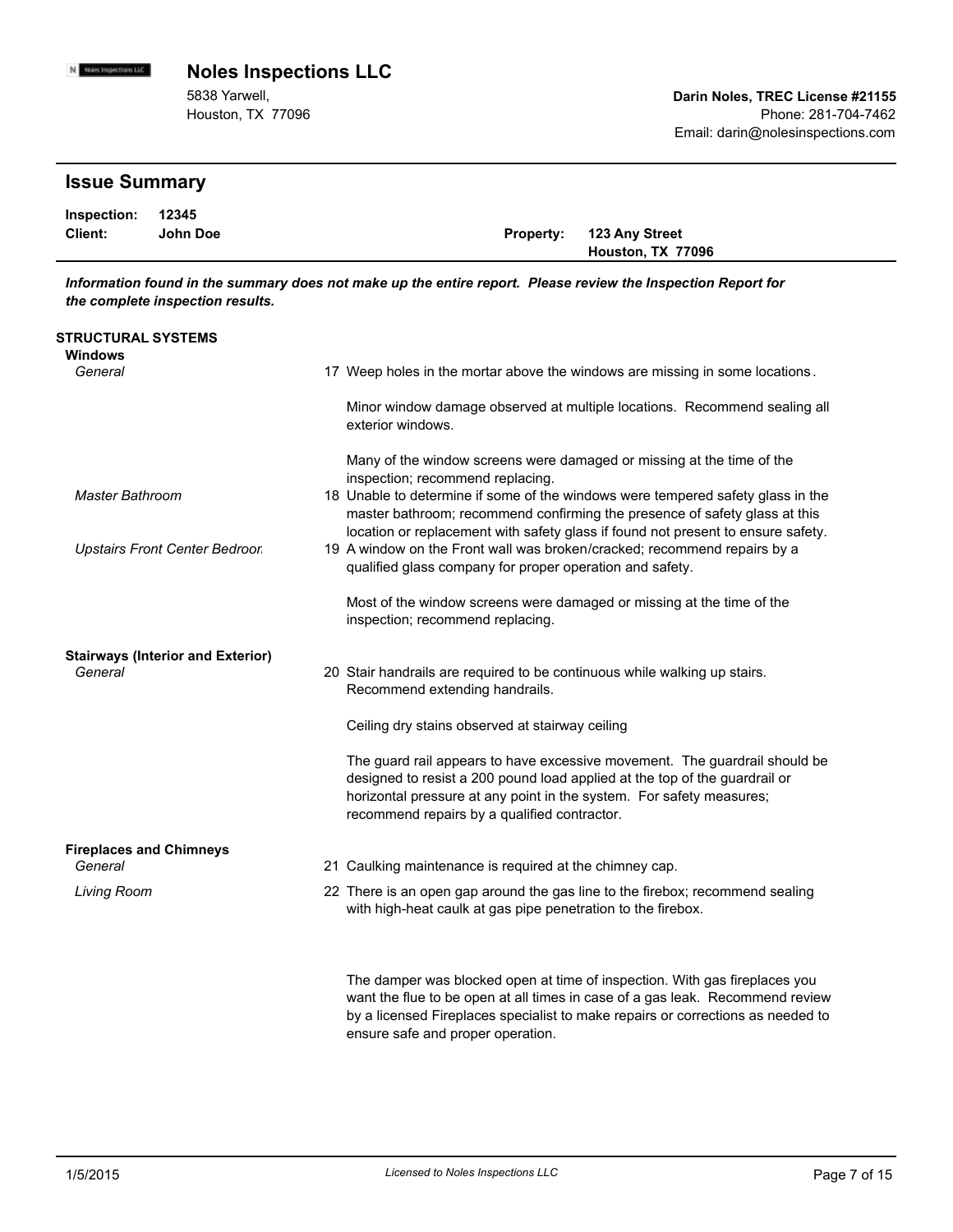# Noles Inspections LLC

5838 Yarwell,
Houston, TX 77096

**Darin Noles, TREC License #21155**
Phone: 281-704-7462
Email: darin@nolesinspections.com

## Issue Summary

**Inspection:** **12345**
**Client:** **John Doe**
**Property:** **123 Any Street, Houston, TX 77096**

***Information found in the summary does not make up the entire report. Please review the Inspection Report for the complete inspection results.***

### STRUCTURAL SYSTEMS

#### Windows

*General*

17 Weep holes in the mortar above the windows are missing in some locations.

Minor window damage observed at multiple locations. Recommend sealing all exterior windows.

Many of the window screens were damaged or missing at the time of the inspection; recommend replacing.

*Master Bathroom*

18 Unable to determine if some of the windows were tempered safety glass in the master bathroom; recommend confirming the presence of safety glass at this location or replacement with safety glass if found not present to ensure safety.

*Upstairs Front Center Bedroom*

19 A window on the Front wall was broken/cracked; recommend repairs by a qualified glass company for proper operation and safety.

Most of the window screens were damaged or missing at the time of the inspection; recommend replacing.

#### Stairways (Interior and Exterior)

*General*

20 Stair handrails are required to be continuous while walking up stairs. Recommend extending handrails.

Ceiling dry stains observed at stairway ceiling

The guard rail appears to have excessive movement. The guardrail should be designed to resist a 200 pound load applied at the top of the guardrail or horizontal pressure at any point in the system. For safety measures; recommend repairs by a qualified contractor.

#### Fireplaces and Chimneys

*General*

21 Caulking maintenance is required at the chimney cap.

*Living Room*

22 There is an open gap around the gas line to the firebox; recommend sealing with high-heat caulk at gas pipe penetration to the firebox.

The damper was blocked open at time of inspection. With gas fireplaces you want the flue to be open at all times in case of a gas leak. Recommend review by a licensed Fireplaces specialist to make repairs or corrections as needed to ensure safe and proper operation.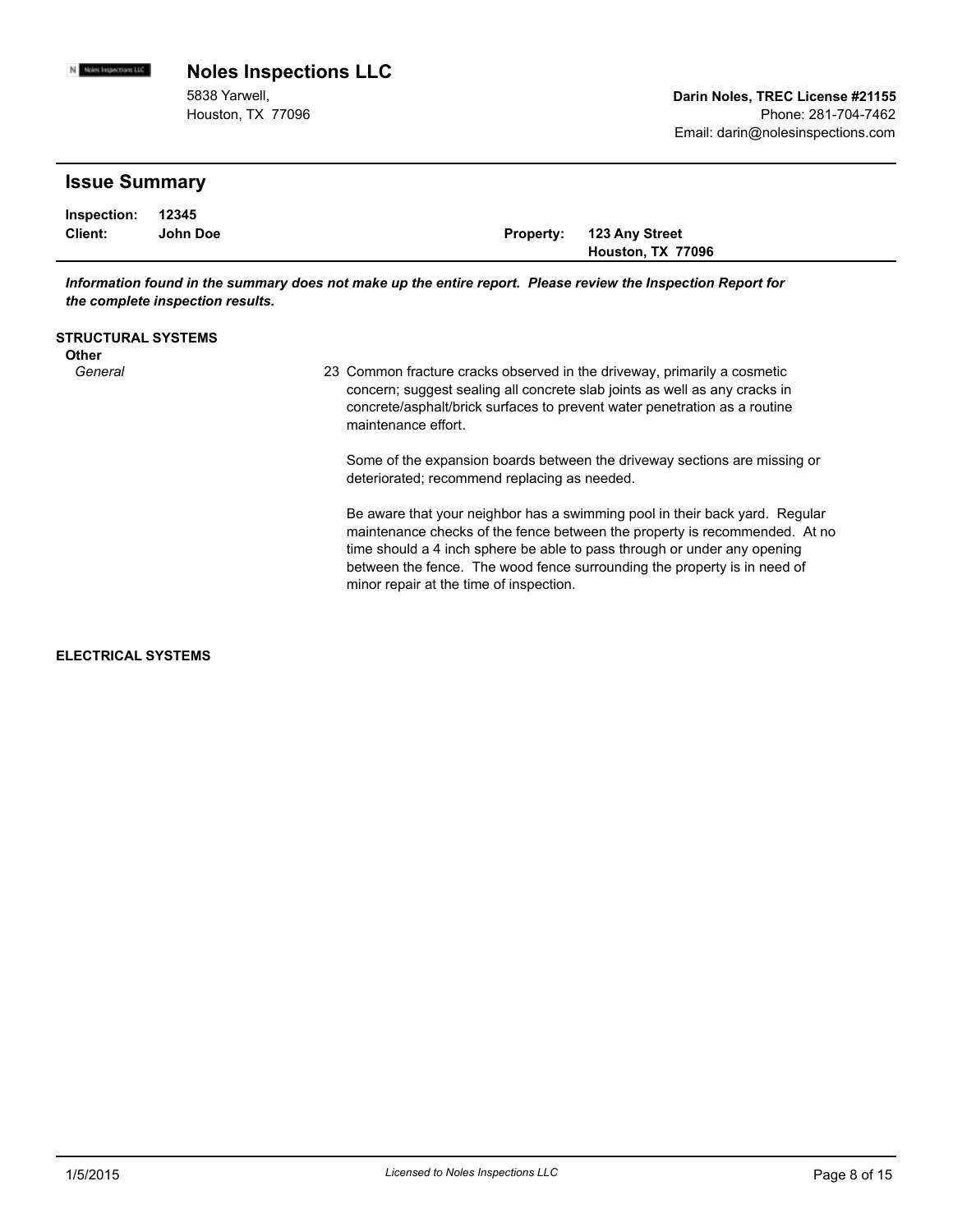## Noles Inspections LLC

5838 Yarwell,
Houston, TX 77096

**Darin Noles, TREC License #21155**
Phone: 281-704-7462
Email: darin@nolesinspections.com

## Issue Summary

**Inspection:** **12345**
**Client:** **John Doe**
**Property:** **123 Any Street, Houston, TX 77096**

***Information found in the summary does not make up the entire report. Please review the Inspection Report for the complete inspection results.***

**STRUCTURAL SYSTEMS**

**Other**

*General*

23 Common fracture cracks observed in the driveway, primarily a cosmetic concern; suggest sealing all concrete slab joints as well as any cracks in concrete/asphalt/brick surfaces to prevent water penetration as a routine maintenance effort.

Some of the expansion boards between the driveway sections are missing or deteriorated; recommend replacing as needed.

Be aware that your neighbor has a swimming pool in their back yard. Regular maintenance checks of the fence between the property is recommended. At no time should a 4 inch sphere be able to pass through or under any opening between the fence. The wood fence surrounding the property is in need of minor repair at the time of inspection.

**ELECTRICAL SYSTEMS**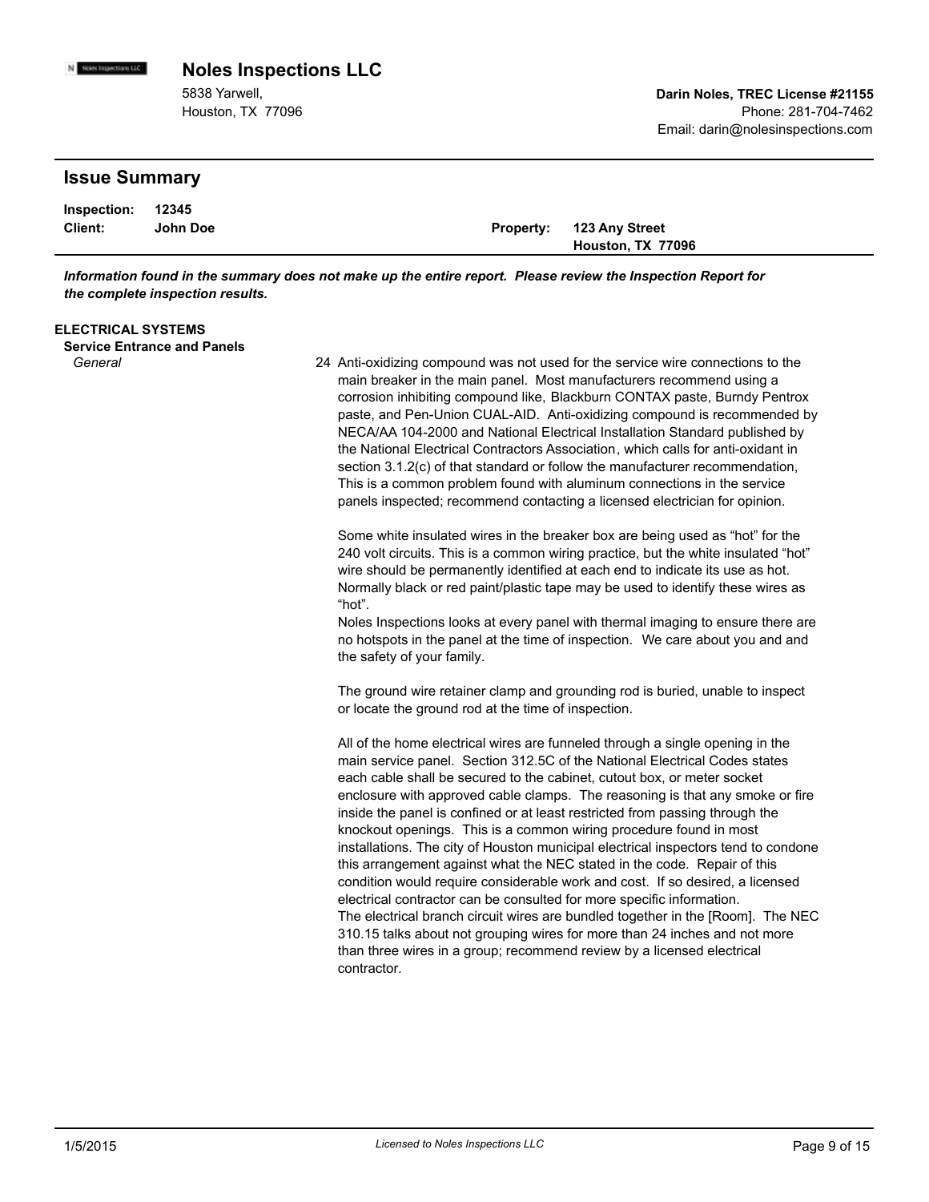# Noles Inspections LLC

5838 Yarwell,
Houston, TX 77096

**Darin Noles, TREC License #21155**
Phone: 281-704-7462
Email: darin@nolesinspections.com

## Issue Summary

**Inspection:** **12345**
**Client:** **John Doe**
**Property:** **123 Any Street**
**Houston, TX 77096**

***Information found in the summary does not make up the entire report. Please review the Inspection Report for the complete inspection results.***

**ELECTRICAL SYSTEMS**

**Service Entrance and Panels**

*General*

24 Anti-oxidizing compound was not used for the service wire connections to the main breaker in the main panel. Most manufacturers recommend using a corrosion inhibiting compound like, Blackburn CONTAX paste, Burndy Pentrox paste, and Pen-Union CUAL-AID. Anti-oxidizing compound is recommended by NECA/AA 104-2000 and National Electrical Installation Standard published by the National Electrical Contractors Association, which calls for anti-oxidant in section 3.1.2(c) of that standard or follow the manufacturer recommendation, This is a common problem found with aluminum connections in the service panels inspected; recommend contacting a licensed electrician for opinion.

Some white insulated wires in the breaker box are being used as “hot” for the 240 volt circuits. This is a common wiring practice, but the white insulated “hot” wire should be permanently identified at each end to indicate its use as hot. Normally black or red paint/plastic tape may be used to identify these wires as “hot”.
Noles Inspections looks at every panel with thermal imaging to ensure there are no hotspots in the panel at the time of inspection. We care about you and and the safety of your family.

The ground wire retainer clamp and grounding rod is buried, unable to inspect or locate the ground rod at the time of inspection.

All of the home electrical wires are funneled through a single opening in the main service panel. Section 312.5C of the National Electrical Codes states each cable shall be secured to the cabinet, cutout box, or meter socket enclosure with approved cable clamps. The reasoning is that any smoke or fire inside the panel is confined or at least restricted from passing through the knockout openings. This is a common wiring procedure found in most installations. The city of Houston municipal electrical inspectors tend to condone this arrangement against what the NEC stated in the code. Repair of this condition would require considerable work and cost. If so desired, a licensed electrical contractor can be consulted for more specific information.
The electrical branch circuit wires are bundled together in the [Room]. The NEC 310.15 talks about not grouping wires for more than 24 inches and not more than three wires in a group; recommend review by a licensed electrical contractor.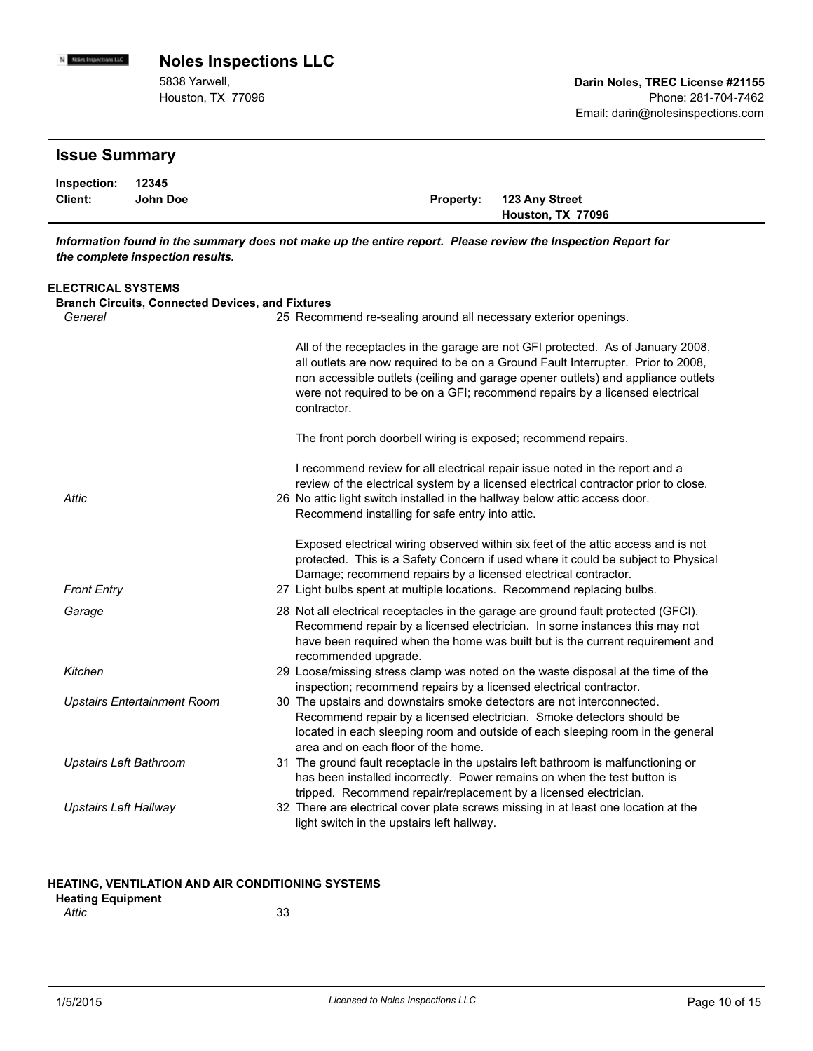# Noles Inspections LLC

5838 Yarwell,
Houston, TX 77096

**Darin Noles, TREC License #21155**
Phone: 281-704-7462
Email: darin@nolesinspections.com

## Issue Summary

**Inspection:** **12345**
**Client:** **John Doe**
**Property:** **123 Any Street Houston, TX 77096**

***Information found in the summary does not make up the entire report. Please review the Inspection Report for the complete inspection results.***

### ELECTRICAL SYSTEMS

#### Branch Circuits, Connected Devices, and Fixtures

*General*

25 Recommend re-sealing around all necessary exterior openings.

All of the receptacles in the garage are not GFI protected. As of January 2008, all outlets are now required to be on a Ground Fault Interrupter. Prior to 2008, non accessible outlets (ceiling and garage opener outlets) and appliance outlets were not required to be on a GFI; recommend repairs by a licensed electrical contractor.

The front porch doorbell wiring is exposed; recommend repairs.

I recommend review for all electrical repair issue noted in the report and a review of the electrical system by a licensed electrical contractor prior to close.

*Attic*

26 No attic light switch installed in the hallway below attic access door. Recommend installing for safe entry into attic.

Exposed electrical wiring observed within six feet of the attic access and is not protected. This is a Safety Concern if used where it could be subject to Physical Damage; recommend repairs by a licensed electrical contractor.

*Front Entry*

27 Light bulbs spent at multiple locations. Recommend replacing bulbs.

*Garage*

28 Not all electrical receptacles in the garage are ground fault protected (GFCI). Recommend repair by a licensed electrician. In some instances this may not have been required when the home was built but is the current requirement and recommended upgrade.

*Kitchen*

29 Loose/missing stress clamp was noted on the waste disposal at the time of the inspection; recommend repairs by a licensed electrical contractor.

*Upstairs Entertainment Room*

30 The upstairs and downstairs smoke detectors are not interconnected. Recommend repair by a licensed electrician. Smoke detectors should be located in each sleeping room and outside of each sleeping room in the general area and on each floor of the home.

*Upstairs Left Bathroom*

31 The ground fault receptacle in the upstairs left bathroom is malfunctioning or has been installed incorrectly. Power remains on when the test button is tripped. Recommend repair/replacement by a licensed electrician.

*Upstairs Left Hallway*

32 There are electrical cover plate screws missing in at least one location at the light switch in the upstairs left hallway.

### HEATING, VENTILATION AND AIR CONDITIONING SYSTEMS

#### Heating Equipment

*Attic*

33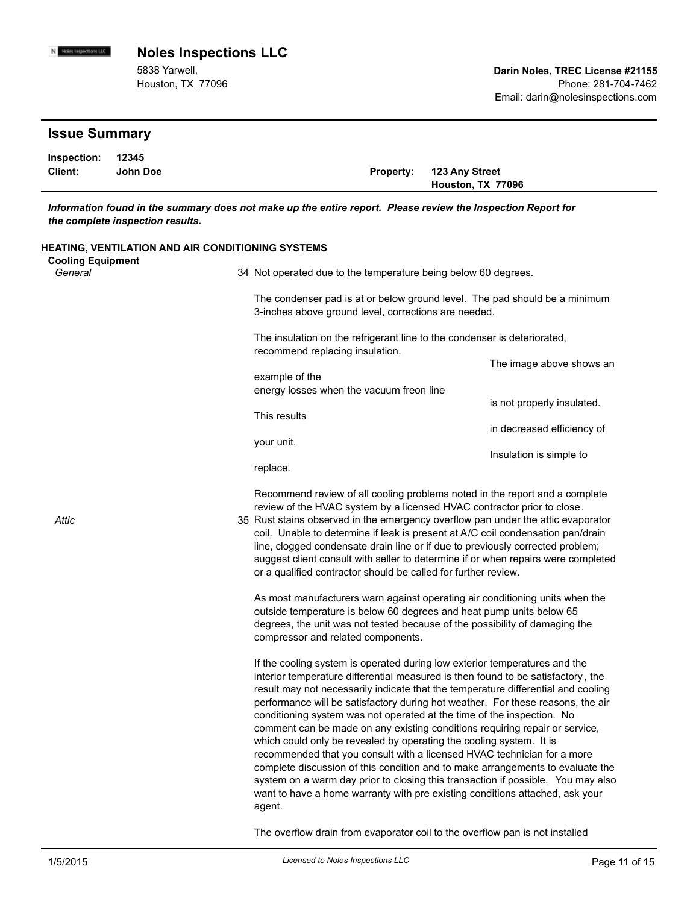## Noles Inspections LLC

5838 Yarwell,
Houston, TX 77096

**Darin Noles, TREC License #21155**
Phone: 281-704-7462
Email: darin@nolesinspections.com

## Issue Summary

**Inspection:** 12345
**Client:** John Doe
**Property:** 123 Any Street
Houston, TX 77096

***Information found in the summary does not make up the entire report. Please review the Inspection Report for the complete inspection results.***

### HEATING, VENTILATION AND AIR CONDITIONING SYSTEMS

#### Cooling Equipment

*General*

34 Not operated due to the temperature being below 60 degrees.

The condenser pad is at or below ground level. The pad should be a minimum 3-inches above ground level, corrections are needed.

The insulation on the refrigerant line to the condenser is deteriorated, recommend replacing insulation.

The image above shows an example of the energy losses when the vacuum freon line is not properly insulated. This results in decreased efficiency of your unit. Insulation is simple to replace.

Recommend review of all cooling problems noted in the report and a complete review of the HVAC system by a licensed HVAC contractor prior to close.

*Attic*

35 Rust stains observed in the emergency overflow pan under the attic evaporator coil. Unable to determine if leak is present at A/C coil condensation pan/drain line, clogged condensate drain line or if due to previously corrected problem; suggest client consult with seller to determine if or when repairs were completed or a qualified contractor should be called for further review.

As most manufacturers warn against operating air conditioning units when the outside temperature is below 60 degrees and heat pump units below 65 degrees, the unit was not tested because of the possibility of damaging the compressor and related components.

If the cooling system is operated during low exterior temperatures and the interior temperature differential measured is then found to be satisfactory, the result may not necessarily indicate that the temperature differential and cooling performance will be satisfactory during hot weather. For these reasons, the air conditioning system was not operated at the time of the inspection. No comment can be made on any existing conditions requiring repair or service, which could only be revealed by operating the cooling system. It is recommended that you consult with a licensed HVAC technician for a more complete discussion of this condition and to make arrangements to evaluate the system on a warm day prior to closing this transaction if possible. You may also want to have a home warranty with pre existing conditions attached, ask your agent.

The overflow drain from evaporator coil to the overflow pan is not installed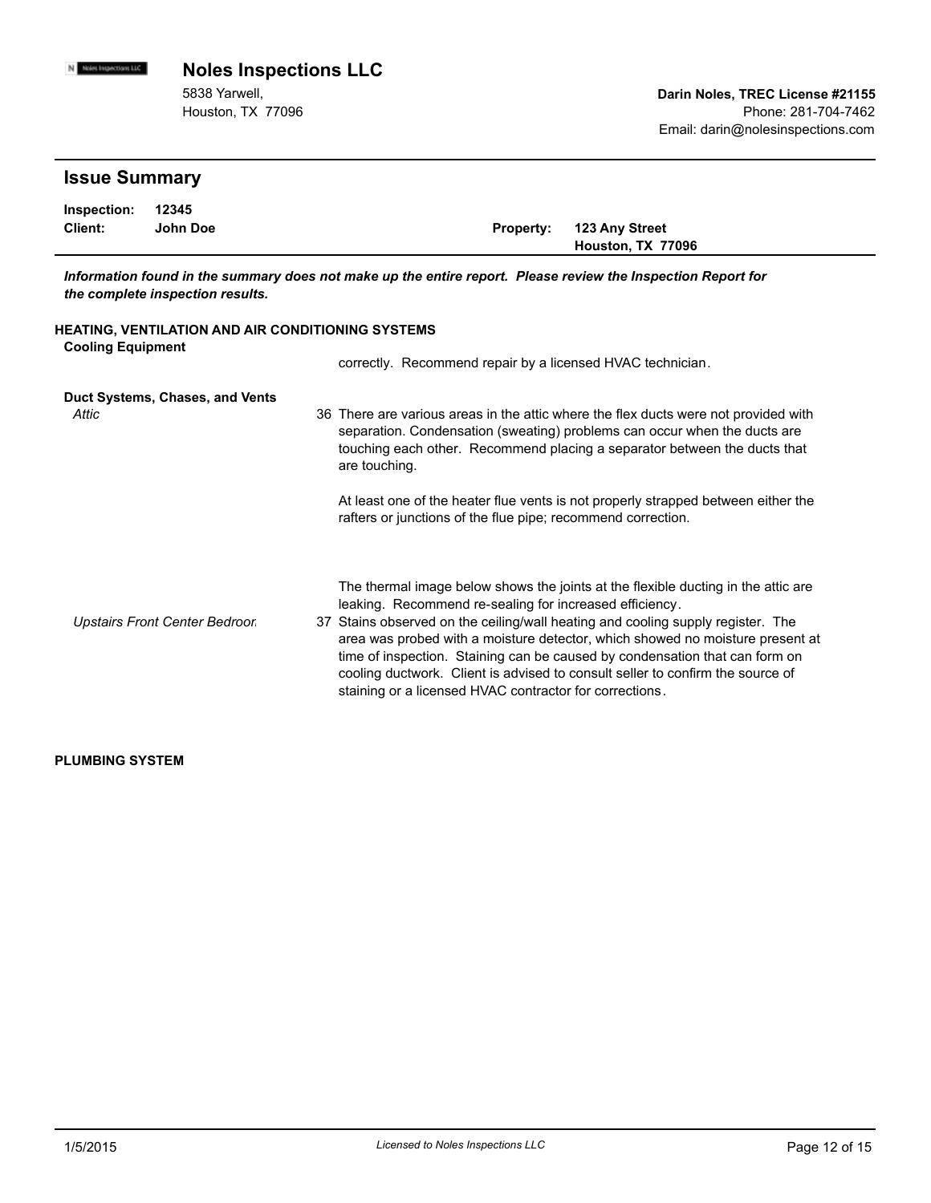# Noles Inspections LLC

5838 Yarwell,
Houston, TX 77096

**Darin Noles, TREC License #21155**
Phone: 281-704-7462
Email: darin@nolesinspections.com

## Issue Summary

**Inspection:** **12345**
**Client:** **John Doe**
**Property:** **123 Any Street**
**Houston, TX 77096**

***Information found in the summary does not make up the entire report. Please review the Inspection Report for the complete inspection results.***

**HEATING, VENTILATION AND AIR CONDITIONING SYSTEMS**

**Cooling Equipment**

correctly. Recommend repair by a licensed HVAC technician.

**Duct Systems, Chases, and Vents**

*Attic*

36 There are various areas in the attic where the flex ducts were not provided with separation. Condensation (sweating) problems can occur when the ducts are touching each other. Recommend placing a separator between the ducts that are touching.

At least one of the heater flue vents is not properly strapped between either the rafters or junctions of the flue pipe; recommend correction.

The thermal image below shows the joints at the flexible ducting in the attic are leaking. Recommend re-sealing for increased efficiency.

*Upstairs Front Center Bedroom*

37 Stains observed on the ceiling/wall heating and cooling supply register. The area was probed with a moisture detector, which showed no moisture present at time of inspection. Staining can be caused by condensation that can form on cooling ductwork. Client is advised to consult seller to confirm the source of staining or a licensed HVAC contractor for corrections.

**PLUMBING SYSTEM**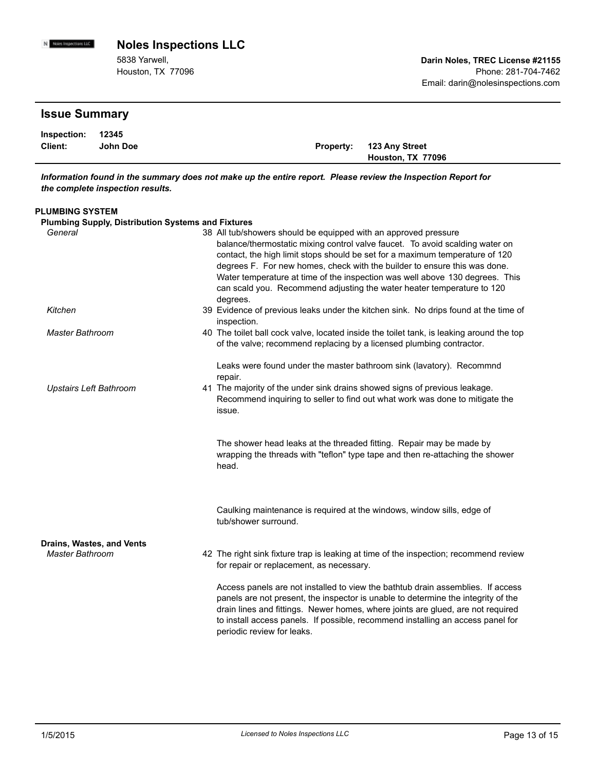# Noles Inspections LLC

5838 Yarwell,
Houston, TX 77096

**Darin Noles, TREC License #21155**
Phone: 281-704-7462
Email: darin@nolesinspections.com

## Issue Summary

**Inspection:** **12345**
**Client:** **John Doe**
**Property:** **123 Any Street**
**Houston, TX 77096**

***Information found in the summary does not make up the entire report. Please review the Inspection Report for the complete inspection results.***

**PLUMBING SYSTEM**

**Plumbing Supply, Distribution Systems and Fixtures**

*General*

38 All tub/showers should be equipped with an approved pressure balance/thermostatic mixing control valve faucet. To avoid scalding water on contact, the high limit stops should be set for a maximum temperature of 120 degrees F. For new homes, check with the builder to ensure this was done. Water temperature at time of the inspection was well above 130 degrees. This can scald you. Recommend adjusting the water heater temperature to 120 degrees.

*Kitchen*

39 Evidence of previous leaks under the kitchen sink. No drips found at the time of inspection.

*Master Bathroom*

40 The toilet ball cock valve, located inside the toilet tank, is leaking around the top of the valve; recommend replacing by a licensed plumbing contractor.

Leaks were found under the master bathroom sink (lavatory). Recommnd repair.

*Upstairs Left Bathroom*

41 The majority of the under sink drains showed signs of previous leakage. Recommend inquiring to seller to find out what work was done to mitigate the issue.

The shower head leaks at the threaded fitting. Repair may be made by wrapping the threads with "teflon" type tape and then re-attaching the shower head.

Caulking maintenance is required at the windows, window sills, edge of tub/shower surround.

**Drains, Wastes, and Vents**

*Master Bathroom*

42 The right sink fixture trap is leaking at time of the inspection; recommend review for repair or replacement, as necessary.

Access panels are not installed to view the bathtub drain assemblies. If access panels are not present, the inspector is unable to determine the integrity of the drain lines and fittings. Newer homes, where joints are glued, are not required to install access panels. If possible, recommend installing an access panel for periodic review for leaks.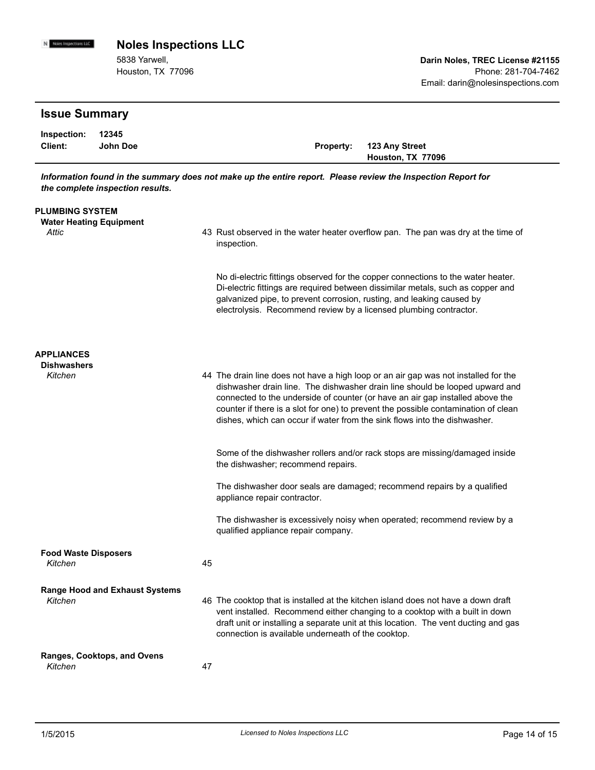**Noles Inspections LLC**

5838 Yarwell,
Houston, TX 77096

**Darin Noles, TREC License #21155**
Phone: 281-704-7462
Email: darin@nolesinspections.com

## Issue Summary

**Inspection:** **12345**
**Client:** **John Doe**
**Property:** **123 Any Street, Houston, TX 77096**

***Information found in the summary does not make up the entire report. Please review the Inspection Report for the complete inspection results.***

### PLUMBING SYSTEM

**Water Heating Equipment**

*Attic*

43 Rust observed in the water heater overflow pan. The pan was dry at the time of inspection.

No di-electric fittings observed for the copper connections to the water heater. Di-electric fittings are required between dissimilar metals, such as copper and galvanized pipe, to prevent corrosion, rusting, and leaking caused by electrolysis. Recommend review by a licensed plumbing contractor.

### APPLIANCES

**Dishwashers**

*Kitchen*

44 The drain line does not have a high loop or an air gap was not installed for the dishwasher drain line. The dishwasher drain line should be looped upward and connected to the underside of counter (or have an air gap installed above the counter if there is a slot for one) to prevent the possible contamination of clean dishes, which can occur if water from the sink flows into the dishwasher.

Some of the dishwasher rollers and/or rack stops are missing/damaged inside the dishwasher; recommend repairs.

The dishwasher door seals are damaged; recommend repairs by a qualified appliance repair contractor.

The dishwasher is excessively noisy when operated; recommend review by a qualified appliance repair company.

**Food Waste Disposers**

*Kitchen*

45

**Range Hood and Exhaust Systems**

*Kitchen*

46 The cooktop that is installed at the kitchen island does not have a down draft vent installed. Recommend either changing to a cooktop with a built in down draft unit or installing a separate unit at this location. The vent ducting and gas connection is available underneath of the cooktop.

**Ranges, Cooktops, and Ovens**

*Kitchen*

47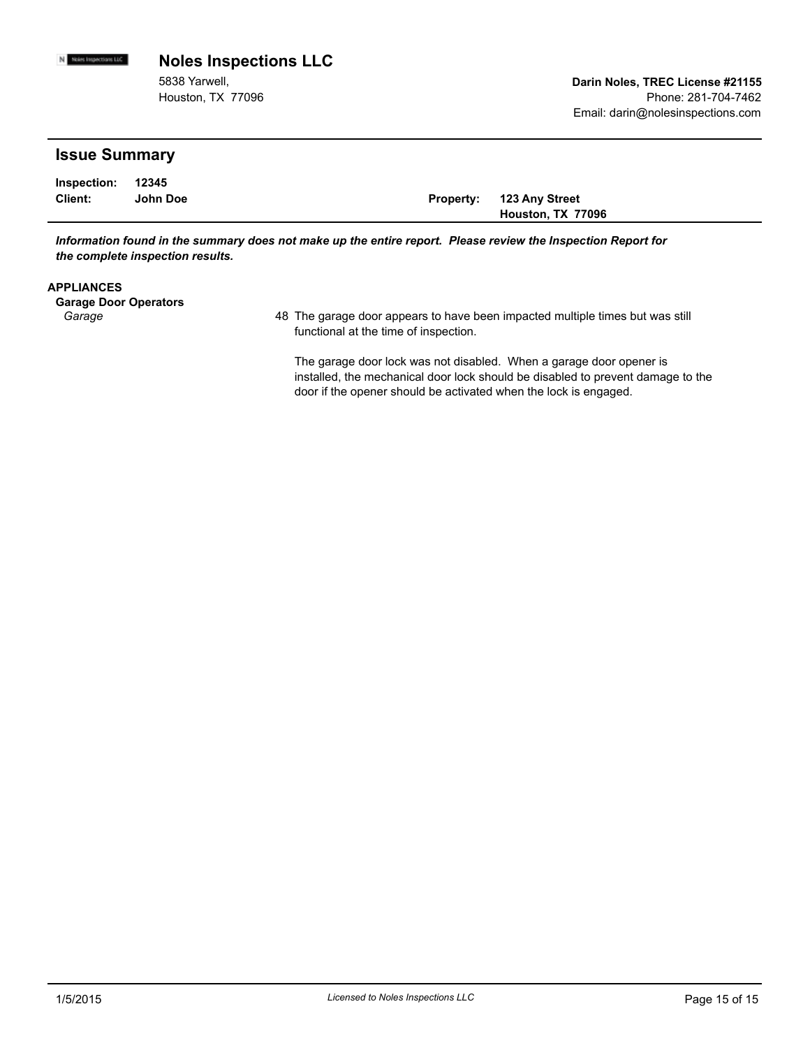# Noles Inspections LLC

5838 Yarwell,
Houston, TX 77096

**Darin Noles, TREC License #21155**
Phone: 281-704-7462
Email: darin@nolesinspections.com

## Issue Summary

**Inspection:** **12345**
**Client:** **John Doe**
**Property:** **123 Any Street**
**Houston, TX 77096**

***Information found in the summary does not make up the entire report. Please review the Inspection Report for the complete inspection results.***

**APPLIANCES**

**Garage Door Operators**

*Garage*

48 The garage door appears to have been impacted multiple times but was still functional at the time of inspection.

The garage door lock was not disabled. When a garage door opener is installed, the mechanical door lock should be disabled to prevent damage to the door if the opener should be activated when the lock is engaged.

1/5/2015 — *Licensed to Noles Inspections LLC*